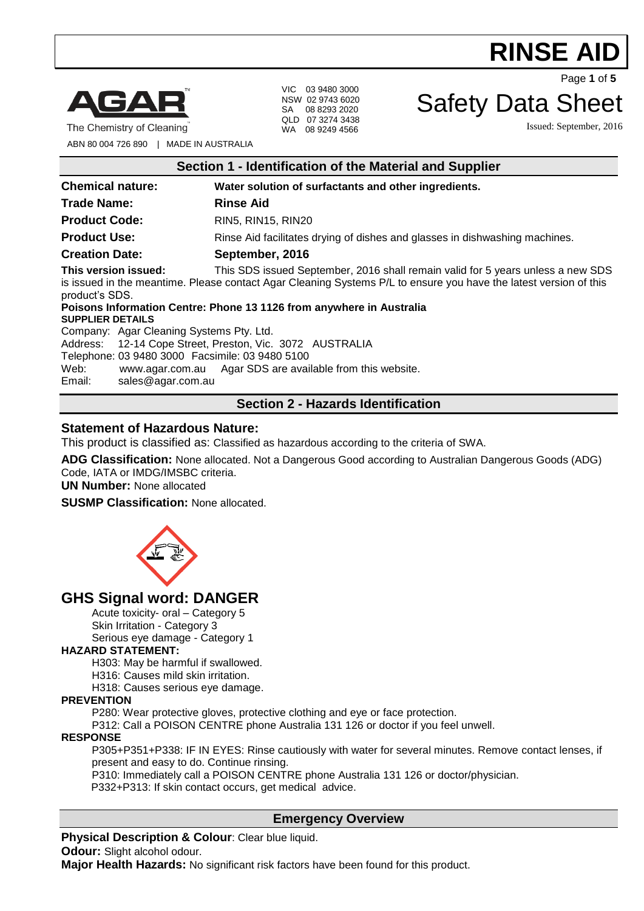# RINSE AID

AGAR

The Chemistry of Cleaning

ABN 80 004 726 890 | MADE IN AUSTRALIA

VIC 03 9480 3000
NSW 02 9743 6020
SA 08 8293 2020
QLD 07 3274 3438
WA 08 9249 4566

# Safety Data Sheet

Issued: September, 2016

## Section 1 - Identification of the Material and Supplier

**Chemical nature:** **Water solution of surfactants and other ingredients.**

**Trade Name:** **Rinse Aid**

**Product Code:** RIN5, RIN15, RIN20

**Product Use:** Rinse Aid facilitates drying of dishes and glasses in dishwashing machines.

**Creation Date:** **September, 2016**

**This version issued:** This SDS issued September, 2016 shall remain valid for 5 years unless a new SDS is issued in the meantime. Please contact Agar Cleaning Systems P/L to ensure you have the latest version of this product's SDS.

**Poisons Information Centre: Phone 13 1126 from anywhere in Australia**

**SUPPLIER DETAILS**

Company: Agar Cleaning Systems Pty. Ltd.
Address: 12-14 Cope Street, Preston, Vic. 3072 AUSTRALIA
Telephone: 03 9480 3000 Facsimile: 03 9480 5100
Web: www.agar.com.au Agar SDS are available from this website.
Email: sales@agar.com.au

## Section 2 - Hazards Identification

### Statement of Hazardous Nature:

This product is classified as: Classified as hazardous according to the criteria of SWA.

**ADG Classification:** None allocated. Not a Dangerous Good according to Australian Dangerous Goods (ADG) Code, IATA or IMDG/IMSBC criteria.

**UN Number:** None allocated

**SUSMP Classification:** None allocated.

## GHS Signal word: DANGER

Acute toxicity- oral – Category 5
Skin Irritation - Category 3
Serious eye damage - Category 1

**HAZARD STATEMENT:**

H303: May be harmful if swallowed.
H316: Causes mild skin irritation.
H318: Causes serious eye damage.

**PREVENTION**

P280: Wear protective gloves, protective clothing and eye or face protection.
P312: Call a POISON CENTRE phone Australia 131 126 or doctor if you feel unwell.

**RESPONSE**

P305+P351+P338: IF IN EYES: Rinse cautiously with water for several minutes. Remove contact lenses, if present and easy to do. Continue rinsing.
P310: Immediately call a POISON CENTRE phone Australia 131 126 or doctor/physician.
P332+P313: If skin contact occurs, get medical advice.

## Emergency Overview

**Physical Description & Colour**: Clear blue liquid.

**Odour:** Slight alcohol odour.

**Major Health Hazards:** No significant risk factors have been found for this product.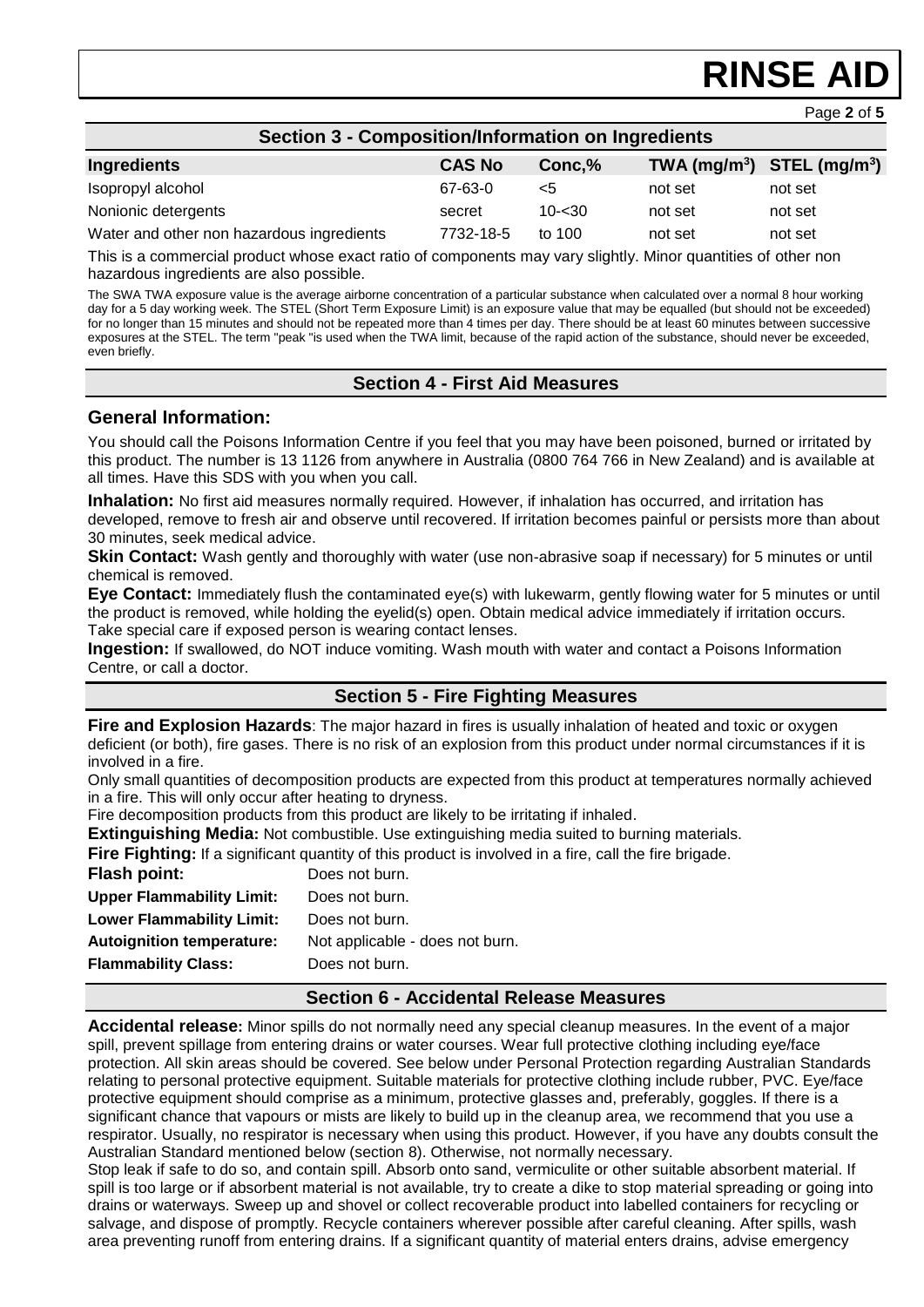## Section 3 - Composition/Information on Ingredients

| Ingredients | CAS No | Conc,% | TWA (mg/m$^3$) | STEL (mg/m$^3$) |
|---|---|---|---|---|
| Isopropyl alcohol | 67-63-0 | <5 | not set | not set |
| Nonionic detergents | secret | 10-<30 | not set | not set |
| Water and other non hazardous ingredients | 7732-18-5 | to 100 | not set | not set |

This is a commercial product whose exact ratio of components may vary slightly. Minor quantities of other non hazardous ingredients are also possible.

The SWA TWA exposure value is the average airborne concentration of a particular substance when calculated over a normal 8 hour working day for a 5 day working week. The STEL (Short Term Exposure Limit) is an exposure value that may be equalled (but should not be exceeded) for no longer than 15 minutes and should not be repeated more than 4 times per day. There should be at least 60 minutes between successive exposures at the STEL. The term "peak "is used when the TWA limit, because of the rapid action of the substance, should never be exceeded, even briefly.

## Section 4 - First Aid Measures

### General Information:

You should call the Poisons Information Centre if you feel that you may have been poisoned, burned or irritated by this product. The number is 13 1126 from anywhere in Australia (0800 764 766 in New Zealand) and is available at all times. Have this SDS with you when you call.

**Inhalation:** No first aid measures normally required. However, if inhalation has occurred, and irritation has developed, remove to fresh air and observe until recovered. If irritation becomes painful or persists more than about 30 minutes, seek medical advice.

**Skin Contact:** Wash gently and thoroughly with water (use non-abrasive soap if necessary) for 5 minutes or until chemical is removed.

**Eye Contact:** Immediately flush the contaminated eye(s) with lukewarm, gently flowing water for 5 minutes or until the product is removed, while holding the eyelid(s) open. Obtain medical advice immediately if irritation occurs. Take special care if exposed person is wearing contact lenses.

**Ingestion:** If swallowed, do NOT induce vomiting. Wash mouth with water and contact a Poisons Information Centre, or call a doctor.

## Section 5 - Fire Fighting Measures

**Fire and Explosion Hazards**: The major hazard in fires is usually inhalation of heated and toxic or oxygen deficient (or both), fire gases. There is no risk of an explosion from this product under normal circumstances if it is involved in a fire.

Only small quantities of decomposition products are expected from this product at temperatures normally achieved in a fire. This will only occur after heating to dryness.

Fire decomposition products from this product are likely to be irritating if inhaled.

**Extinguishing Media:** Not combustible. Use extinguishing media suited to burning materials.

**Fire Fighting:** If a significant quantity of this product is involved in a fire, call the fire brigade.

**Flash point:** Does not burn.

**Upper Flammability Limit:** Does not burn.

**Lower Flammability Limit:** Does not burn.

**Autoignition temperature:** Not applicable - does not burn.

**Flammability Class:** Does not burn.

## Section 6 - Accidental Release Measures

**Accidental release:** Minor spills do not normally need any special cleanup measures. In the event of a major spill, prevent spillage from entering drains or water courses. Wear full protective clothing including eye/face protection. All skin areas should be covered. See below under Personal Protection regarding Australian Standards relating to personal protective equipment. Suitable materials for protective clothing include rubber, PVC. Eye/face protective equipment should comprise as a minimum, protective glasses and, preferably, goggles. If there is a significant chance that vapours or mists are likely to build up in the cleanup area, we recommend that you use a respirator. Usually, no respirator is necessary when using this product. However, if you have any doubts consult the Australian Standard mentioned below (section 8). Otherwise, not normally necessary.

Stop leak if safe to do so, and contain spill. Absorb onto sand, vermiculite or other suitable absorbent material. If spill is too large or if absorbent material is not available, try to create a dike to stop material spreading or going into drains or waterways. Sweep up and shovel or collect recoverable product into labelled containers for recycling or salvage, and dispose of promptly. Recycle containers wherever possible after careful cleaning. After spills, wash area preventing runoff from entering drains. If a significant quantity of material enters drains, advise emergency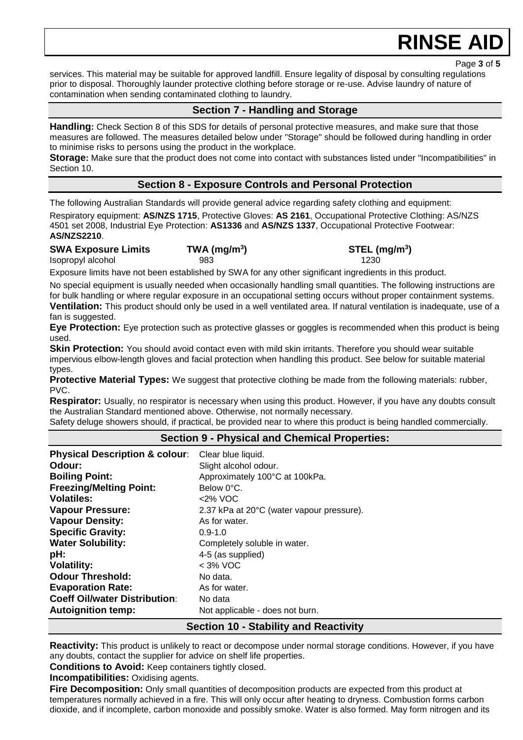services. This material may be suitable for approved landfill. Ensure legality of disposal by consulting regulations prior to disposal. Thoroughly launder protective clothing before storage or re-use. Advise laundry of nature of contamination when sending contaminated clothing to laundry.

## Section 7 - Handling and Storage

**Handling:** Check Section 8 of this SDS for details of personal protective measures, and make sure that those measures are followed. The measures detailed below under "Storage" should be followed during handling in order to minimise risks to persons using the product in the workplace.

**Storage:** Make sure that the product does not come into contact with substances listed under "Incompatibilities" in Section 10.

## Section 8 - Exposure Controls and Personal Protection

The following Australian Standards will provide general advice regarding safety clothing and equipment:

Respiratory equipment: **AS/NZS 1715**, Protective Gloves: **AS 2161**, Occupational Protective Clothing: AS/NZS 4501 set 2008, Industrial Eye Protection: **AS1336** and **AS/NZS 1337**, Occupational Protective Footwear: **AS/NZS2210**.

| SWA Exposure Limits | TWA ($mg/m^3$) | STEL ($mg/m^3$) |
| --- | --- | --- |
| Isopropyl alcohol | 983 | 1230 |

Exposure limits have not been established by SWA for any other significant ingredients in this product.

No special equipment is usually needed when occasionally handling small quantities. The following instructions are for bulk handling or where regular exposure in an occupational setting occurs without proper containment systems.

**Ventilation:** This product should only be used in a well ventilated area. If natural ventilation is inadequate, use of a fan is suggested.

**Eye Protection:** Eye protection such as protective glasses or goggles is recommended when this product is being used.

**Skin Protection:** You should avoid contact even with mild skin irritants. Therefore you should wear suitable impervious elbow-length gloves and facial protection when handling this product. See below for suitable material types.

**Protective Material Types:** We suggest that protective clothing be made from the following materials: rubber, PVC.

**Respirator:** Usually, no respirator is necessary when using this product. However, if you have any doubts consult the Australian Standard mentioned above. Otherwise, not normally necessary.

Safety deluge showers should, if practical, be provided near to where this product is being handled commercially.

## Section 9 - Physical and Chemical Properties:

| | |
| --- | --- |
| **Physical Description & colour**: | Clear blue liquid. |
| **Odour:** | Slight alcohol odour. |
| **Boiling Point:** | Approximately 100°C at 100kPa. |
| **Freezing/Melting Point:** | Below 0°C. |
| **Volatiles:** | <2% VOC |
| **Vapour Pressure:** | 2.37 kPa at 20°C (water vapour pressure). |
| **Vapour Density:** | As for water. |
| **Specific Gravity:** | 0.9-1.0 |
| **Water Solubility:** | Completely soluble in water. |
| **pH:** | 4-5 (as supplied) |
| **Volatility:** | < 3% VOC |
| **Odour Threshold:** | No data. |
| **Evaporation Rate:** | As for water. |
| **Coeff Oil/water Distribution**: | No data |
| **Autoignition temp:** | Not applicable - does not burn. |

## Section 10 - Stability and Reactivity

**Reactivity:** This product is unlikely to react or decompose under normal storage conditions. However, if you have any doubts, contact the supplier for advice on shelf life properties.

**Conditions to Avoid:** Keep containers tightly closed.

**Incompatibilities:** Oxidising agents.

**Fire Decomposition:** Only small quantities of decomposition products are expected from this product at temperatures normally achieved in a fire. This will only occur after heating to dryness. Combustion forms carbon dioxide, and if incomplete, carbon monoxide and possibly smoke. Water is also formed. May form nitrogen and its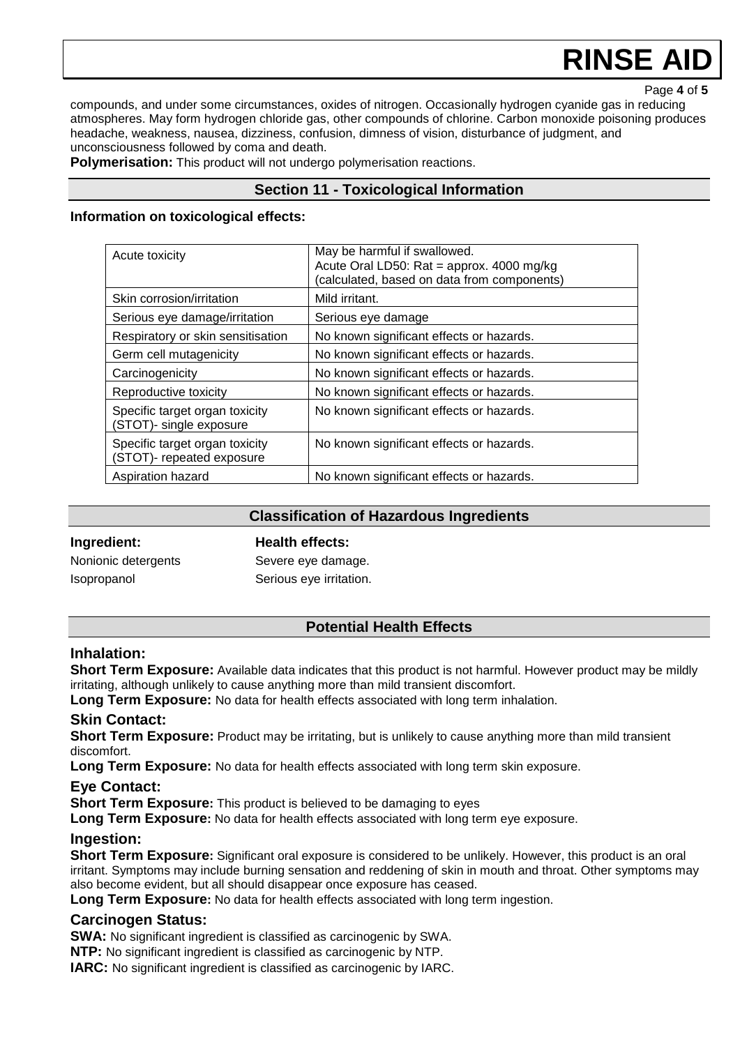compounds, and under some circumstances, oxides of nitrogen. Occasionally hydrogen cyanide gas in reducing atmospheres. May form hydrogen chloride gas, other compounds of chlorine. Carbon monoxide poisoning produces headache, weakness, nausea, dizziness, confusion, dimness of vision, disturbance of judgment, and unconsciousness followed by coma and death.

**Polymerisation:** This product will not undergo polymerisation reactions.

## Section 11 - Toxicological Information

**Information on toxicological effects:**

| | |
|---|---|
| Acute toxicity | May be harmful if swallowed.<br>Acute Oral LD50: Rat = approx. 4000 mg/kg<br>(calculated, based on data from components) |
| Skin corrosion/irritation | Mild irritant. |
| Serious eye damage/irritation | Serious eye damage |
| Respiratory or skin sensitisation | No known significant effects or hazards. |
| Germ cell mutagenicity | No known significant effects or hazards. |
| Carcinogenicity | No known significant effects or hazards. |
| Reproductive toxicity | No known significant effects or hazards. |
| Specific target organ toxicity (STOT)- single exposure | No known significant effects or hazards. |
| Specific target organ toxicity (STOT)- repeated exposure | No known significant effects or hazards. |
| Aspiration hazard | No known significant effects or hazards. |

## Classification of Hazardous Ingredients

| **Ingredient:** | **Health effects:** |
|---|---|
| Nonionic detergents | Severe eye damage. |
| Isopropanol | Serious eye irritation. |

## Potential Health Effects

### Inhalation:

**Short Term Exposure:** Available data indicates that this product is not harmful. However product may be mildly irritating, although unlikely to cause anything more than mild transient discomfort.

**Long Term Exposure:** No data for health effects associated with long term inhalation.

### Skin Contact:

**Short Term Exposure:** Product may be irritating, but is unlikely to cause anything more than mild transient discomfort.

**Long Term Exposure:** No data for health effects associated with long term skin exposure.

### Eye Contact:

**Short Term Exposure:** This product is believed to be damaging to eyes

**Long Term Exposure:** No data for health effects associated with long term eye exposure.

### Ingestion:

**Short Term Exposure:** Significant oral exposure is considered to be unlikely. However, this product is an oral irritant. Symptoms may include burning sensation and reddening of skin in mouth and throat. Other symptoms may also become evident, but all should disappear once exposure has ceased.

**Long Term Exposure:** No data for health effects associated with long term ingestion.

### Carcinogen Status:

**SWA:** No significant ingredient is classified as carcinogenic by SWA.

**NTP:** No significant ingredient is classified as carcinogenic by NTP.

**IARC:** No significant ingredient is classified as carcinogenic by IARC.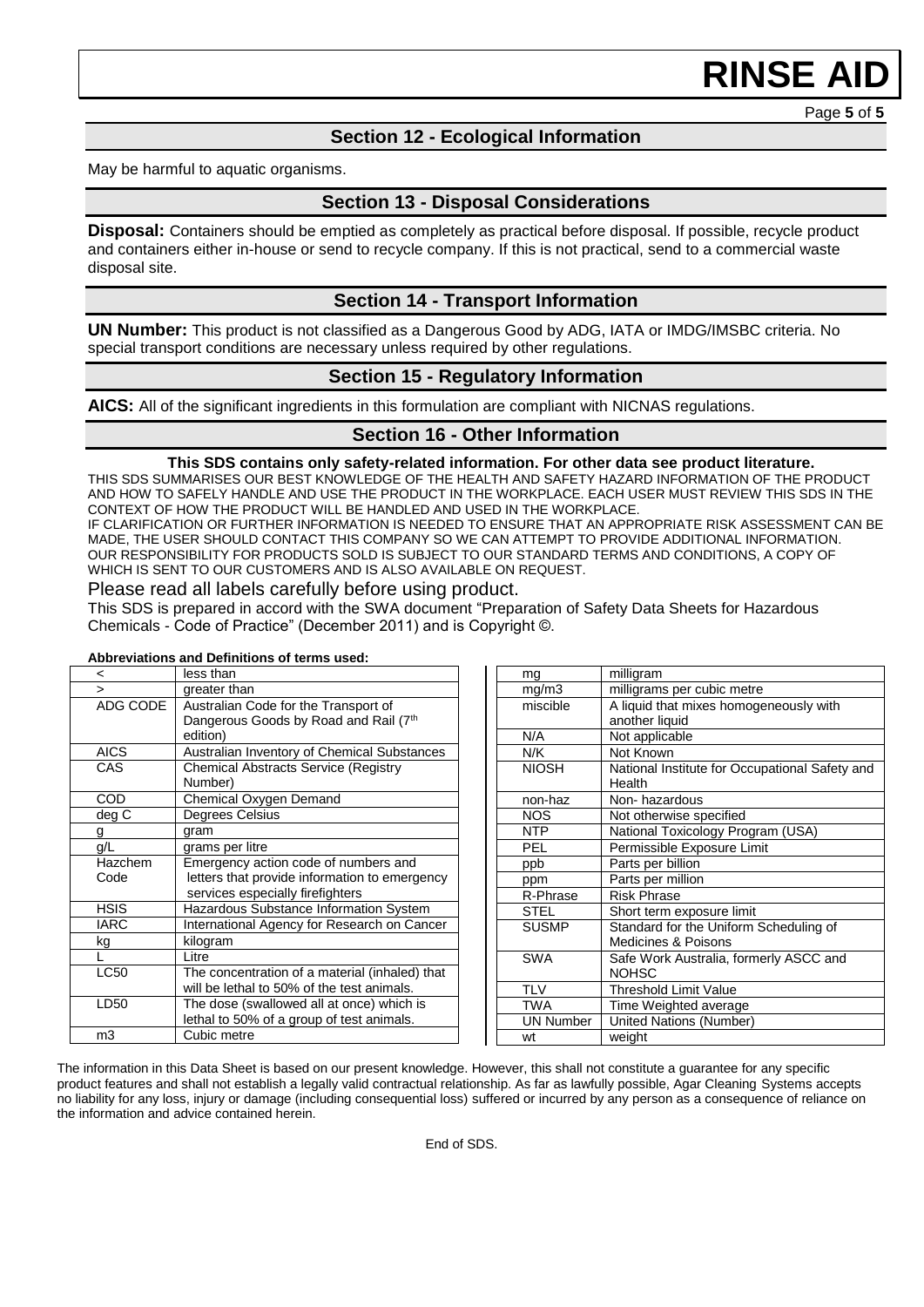## Section 12 - Ecological Information

May be harmful to aquatic organisms.

## Section 13 - Disposal Considerations

**Disposal:** Containers should be emptied as completely as practical before disposal. If possible, recycle product and containers either in-house or send to recycle company. If this is not practical, send to a commercial waste disposal site.

## Section 14 - Transport Information

**UN Number:** This product is not classified as a Dangerous Good by ADG, IATA or IMDG/IMSBC criteria. No special transport conditions are necessary unless required by other regulations.

## Section 15 - Regulatory Information

**AICS:** All of the significant ingredients in this formulation are compliant with NICNAS regulations.

## Section 16 - Other Information

**This SDS contains only safety-related information. For other data see product literature.**

THIS SDS SUMMARISES OUR BEST KNOWLEDGE OF THE HEALTH AND SAFETY HAZARD INFORMATION OF THE PRODUCT AND HOW TO SAFELY HANDLE AND USE THE PRODUCT IN THE WORKPLACE. EACH USER MUST REVIEW THIS SDS IN THE CONTEXT OF HOW THE PRODUCT WILL BE HANDLED AND USED IN THE WORKPLACE.
IF CLARIFICATION OR FURTHER INFORMATION IS NEEDED TO ENSURE THAT AN APPROPRIATE RISK ASSESSMENT CAN BE MADE, THE USER SHOULD CONTACT THIS COMPANY SO WE CAN ATTEMPT TO PROVIDE ADDITIONAL INFORMATION.
OUR RESPONSIBILITY FOR PRODUCTS SOLD IS SUBJECT TO OUR STANDARD TERMS AND CONDITIONS, A COPY OF WHICH IS SENT TO OUR CUSTOMERS AND IS ALSO AVAILABLE ON REQUEST.

Please read all labels carefully before using product.

This SDS is prepared in accord with the SWA document "Preparation of Safety Data Sheets for Hazardous Chemicals - Code of Practice" (December 2011) and is Copyright ©.

**Abbreviations and Definitions of terms used:**

| | |
|---|---|
| < | less than |
| > | greater than |
| ADG CODE | Australian Code for the Transport of Dangerous Goods by Road and Rail (7th edition) |
| AICS | Australian Inventory of Chemical Substances |
| CAS | Chemical Abstracts Service (Registry Number) |
| COD | Chemical Oxygen Demand |
| deg C | Degrees Celsius |
| g | gram |
| g/L | grams per litre |
| Hazchem Code | Emergency action code of numbers and letters that provide information to emergency services especially firefighters |
| HSIS | Hazardous Substance Information System |
| IARC | International Agency for Research on Cancer |
| kg | kilogram |
| L | Litre |
| LC50 | The concentration of a material (inhaled) that will be lethal to 50% of the test animals. |
| LD50 | The dose (swallowed all at once) which is lethal to 50% of a group of test animals. |
| m3 | Cubic metre |
| mg | milligram |
| mg/m3 | milligrams per cubic metre |
| miscible | A liquid that mixes homogeneously with another liquid |
| N/A | Not applicable |
| N/K | Not Known |
| NIOSH | National Institute for Occupational Safety and Health |
| non-haz | Non- hazardous |
| NOS | Not otherwise specified |
| NTP | National Toxicology Program (USA) |
| PEL | Permissible Exposure Limit |
| ppb | Parts per billion |
| ppm | Parts per million |
| R-Phrase | Risk Phrase |
| STEL | Short term exposure limit |
| SUSMP | Standard for the Uniform Scheduling of Medicines & Poisons |
| SWA | Safe Work Australia, formerly ASCC and NOHSC |
| TLV | Threshold Limit Value |
| TWA | Time Weighted average |
| UN Number | United Nations (Number) |
| wt | weight |

The information in this Data Sheet is based on our present knowledge. However, this shall not constitute a guarantee for any specific product features and shall not establish a legally valid contractual relationship. As far as lawfully possible, Agar Cleaning Systems accepts no liability for any loss, injury or damage (including consequential loss) suffered or incurred by any person as a consequence of reliance on the information and advice contained herein.

End of SDS.